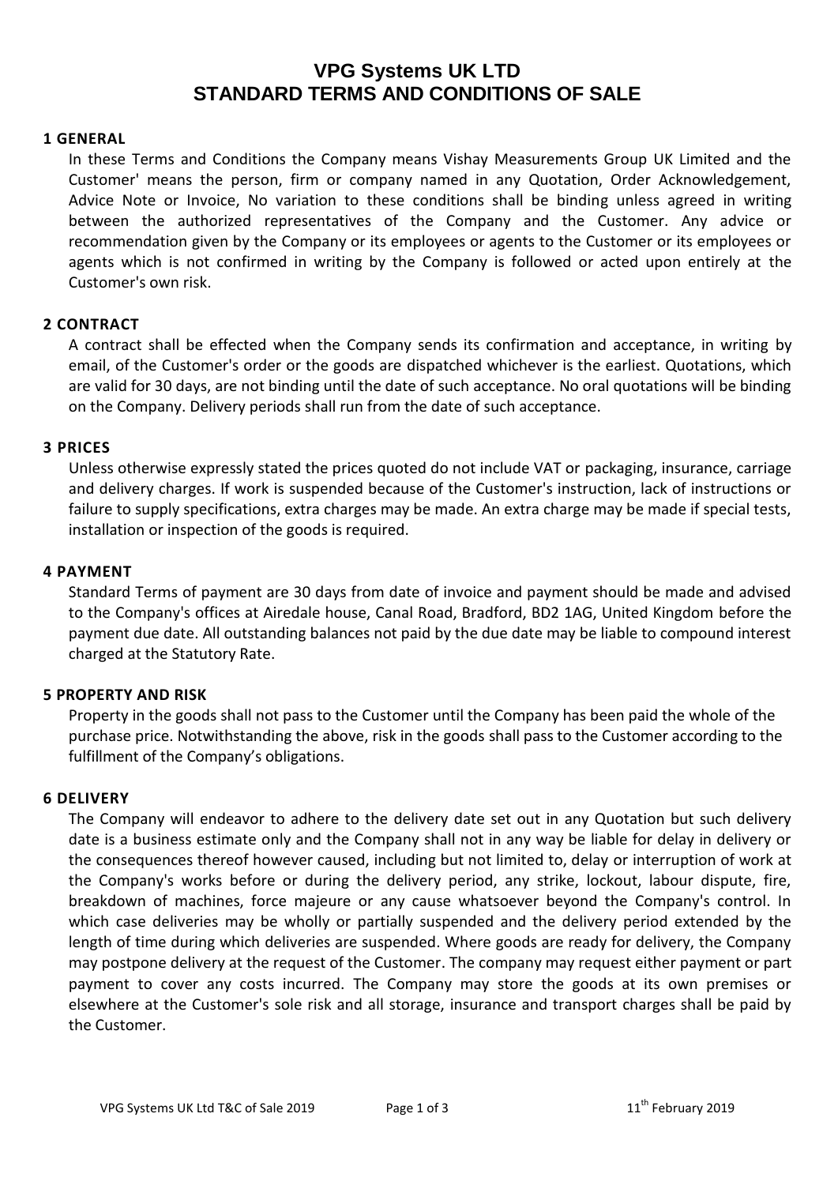# VPG Systems UK LTD
# STANDARD TERMS AND CONDITIONS OF SALE

## 1 GENERAL

In these Terms and Conditions the Company means Vishay Measurements Group UK Limited and the Customer' means the person, firm or company named in any Quotation, Order Acknowledgement, Advice Note or Invoice, No variation to these conditions shall be binding unless agreed in writing between the authorized representatives of the Company and the Customer. Any advice or recommendation given by the Company or its employees or agents to the Customer or its employees or agents which is not confirmed in writing by the Company is followed or acted upon entirely at the Customer's own risk.

## 2 CONTRACT

A contract shall be effected when the Company sends its confirmation and acceptance, in writing by email, of the Customer's order or the goods are dispatched whichever is the earliest. Quotations, which are valid for 30 days, are not binding until the date of such acceptance. No oral quotations will be binding on the Company. Delivery periods shall run from the date of such acceptance.

## 3 PRICES

Unless otherwise expressly stated the prices quoted do not include VAT or packaging, insurance, carriage and delivery charges. If work is suspended because of the Customer's instruction, lack of instructions or failure to supply specifications, extra charges may be made. An extra charge may be made if special tests, installation or inspection of the goods is required.

## 4 PAYMENT

Standard Terms of payment are 30 days from date of invoice and payment should be made and advised to the Company's offices at Airedale house, Canal Road, Bradford, BD2 1AG, United Kingdom before the payment due date. All outstanding balances not paid by the due date may be liable to compound interest charged at the Statutory Rate.

## 5 PROPERTY AND RISK

Property in the goods shall not pass to the Customer until the Company has been paid the whole of the purchase price. Notwithstanding the above, risk in the goods shall pass to the Customer according to the fulfillment of the Company's obligations.

## 6 DELIVERY

The Company will endeavor to adhere to the delivery date set out in any Quotation but such delivery date is a business estimate only and the Company shall not in any way be liable for delay in delivery or the consequences thereof however caused, including but not limited to, delay or interruption of work at the Company's works before or during the delivery period, any strike, lockout, labour dispute, fire, breakdown of machines, force majeure or any cause whatsoever beyond the Company's control. In which case deliveries may be wholly or partially suspended and the delivery period extended by the length of time during which deliveries are suspended. Where goods are ready for delivery, the Company may postpone delivery at the request of the Customer. The company may request either payment or part payment to cover any costs incurred. The Company may store the goods at its own premises or elsewhere at the Customer's sole risk and all storage, insurance and transport charges shall be paid by the Customer.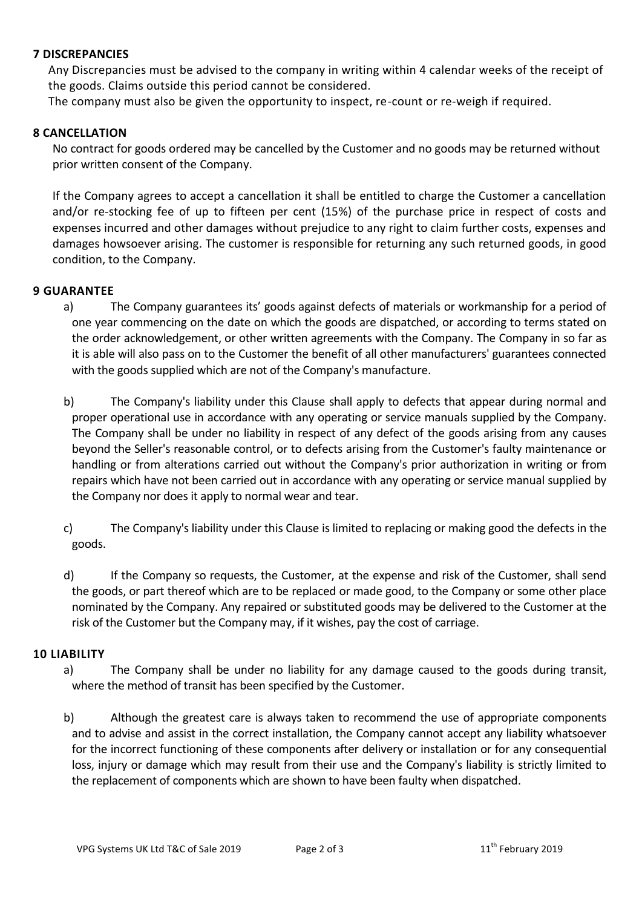## 7 DISCREPANCIES

Any Discrepancies must be advised to the company in writing within 4 calendar weeks of the receipt of the goods. Claims outside this period cannot be considered.

The company must also be given the opportunity to inspect, re-count or re-weigh if required.

## 8 CANCELLATION

No contract for goods ordered may be cancelled by the Customer and no goods may be returned without prior written consent of the Company.

If the Company agrees to accept a cancellation it shall be entitled to charge the Customer a cancellation and/or re-stocking fee of up to fifteen per cent (15%) of the purchase price in respect of costs and expenses incurred and other damages without prejudice to any right to claim further costs, expenses and damages howsoever arising. The customer is responsible for returning any such returned goods, in good condition, to the Company.

## 9 GUARANTEE

a) The Company guarantees its' goods against defects of materials or workmanship for a period of one year commencing on the date on which the goods are dispatched, or according to terms stated on the order acknowledgement, or other written agreements with the Company. The Company in so far as it is able will also pass on to the Customer the benefit of all other manufacturers' guarantees connected with the goods supplied which are not of the Company's manufacture.

b) The Company's liability under this Clause shall apply to defects that appear during normal and proper operational use in accordance with any operating or service manuals supplied by the Company. The Company shall be under no liability in respect of any defect of the goods arising from any causes beyond the Seller's reasonable control, or to defects arising from the Customer's faulty maintenance or handling or from alterations carried out without the Company's prior authorization in writing or from repairs which have not been carried out in accordance with any operating or service manual supplied by the Company nor does it apply to normal wear and tear.

c) The Company's liability under this Clause is limited to replacing or making good the defects in the goods.

d) If the Company so requests, the Customer, at the expense and risk of the Customer, shall send the goods, or part thereof which are to be replaced or made good, to the Company or some other place nominated by the Company. Any repaired or substituted goods may be delivered to the Customer at the risk of the Customer but the Company may, if it wishes, pay the cost of carriage.

## 10 LIABILITY

a) The Company shall be under no liability for any damage caused to the goods during transit, where the method of transit has been specified by the Customer.

b) Although the greatest care is always taken to recommend the use of appropriate components and to advise and assist in the correct installation, the Company cannot accept any liability whatsoever for the incorrect functioning of these components after delivery or installation or for any consequential loss, injury or damage which may result from their use and the Company's liability is strictly limited to the replacement of components which are shown to have been faulty when dispatched.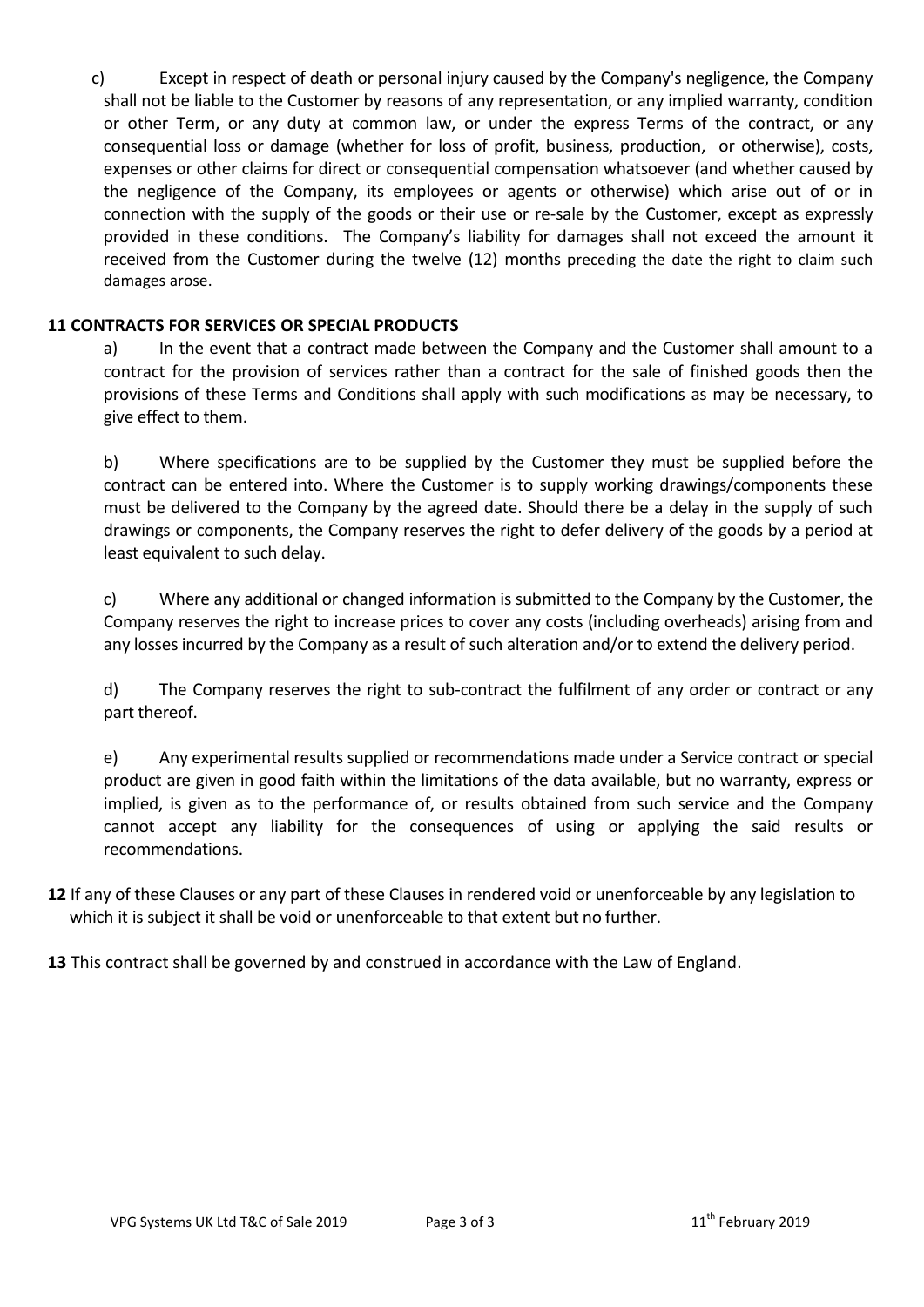c) Except in respect of death or personal injury caused by the Company's negligence, the Company shall not be liable to the Customer by reasons of any representation, or any implied warranty, condition or other Term, or any duty at common law, or under the express Terms of the contract, or any consequential loss or damage (whether for loss of profit, business, production, or otherwise), costs, expenses or other claims for direct or consequential compensation whatsoever (and whether caused by the negligence of the Company, its employees or agents or otherwise) which arise out of or in connection with the supply of the goods or their use or re-sale by the Customer, except as expressly provided in these conditions. The Company's liability for damages shall not exceed the amount it received from the Customer during the twelve (12) months preceding the date the right to claim such damages arose.

**11 CONTRACTS FOR SERVICES OR SPECIAL PRODUCTS**

a) In the event that a contract made between the Company and the Customer shall amount to a contract for the provision of services rather than a contract for the sale of finished goods then the provisions of these Terms and Conditions shall apply with such modifications as may be necessary, to give effect to them.

b) Where specifications are to be supplied by the Customer they must be supplied before the contract can be entered into. Where the Customer is to supply working drawings/components these must be delivered to the Company by the agreed date. Should there be a delay in the supply of such drawings or components, the Company reserves the right to defer delivery of the goods by a period at least equivalent to such delay.

c) Where any additional or changed information is submitted to the Company by the Customer, the Company reserves the right to increase prices to cover any costs (including overheads) arising from and any losses incurred by the Company as a result of such alteration and/or to extend the delivery period.

d) The Company reserves the right to sub-contract the fulfilment of any order or contract or any part thereof.

e) Any experimental results supplied or recommendations made under a Service contract or special product are given in good faith within the limitations of the data available, but no warranty, express or implied, is given as to the performance of, or results obtained from such service and the Company cannot accept any liability for the consequences of using or applying the said results or recommendations.

**12** If any of these Clauses or any part of these Clauses in rendered void or unenforceable by any legislation to which it is subject it shall be void or unenforceable to that extent but no further.

**13** This contract shall be governed by and construed in accordance with the Law of England.